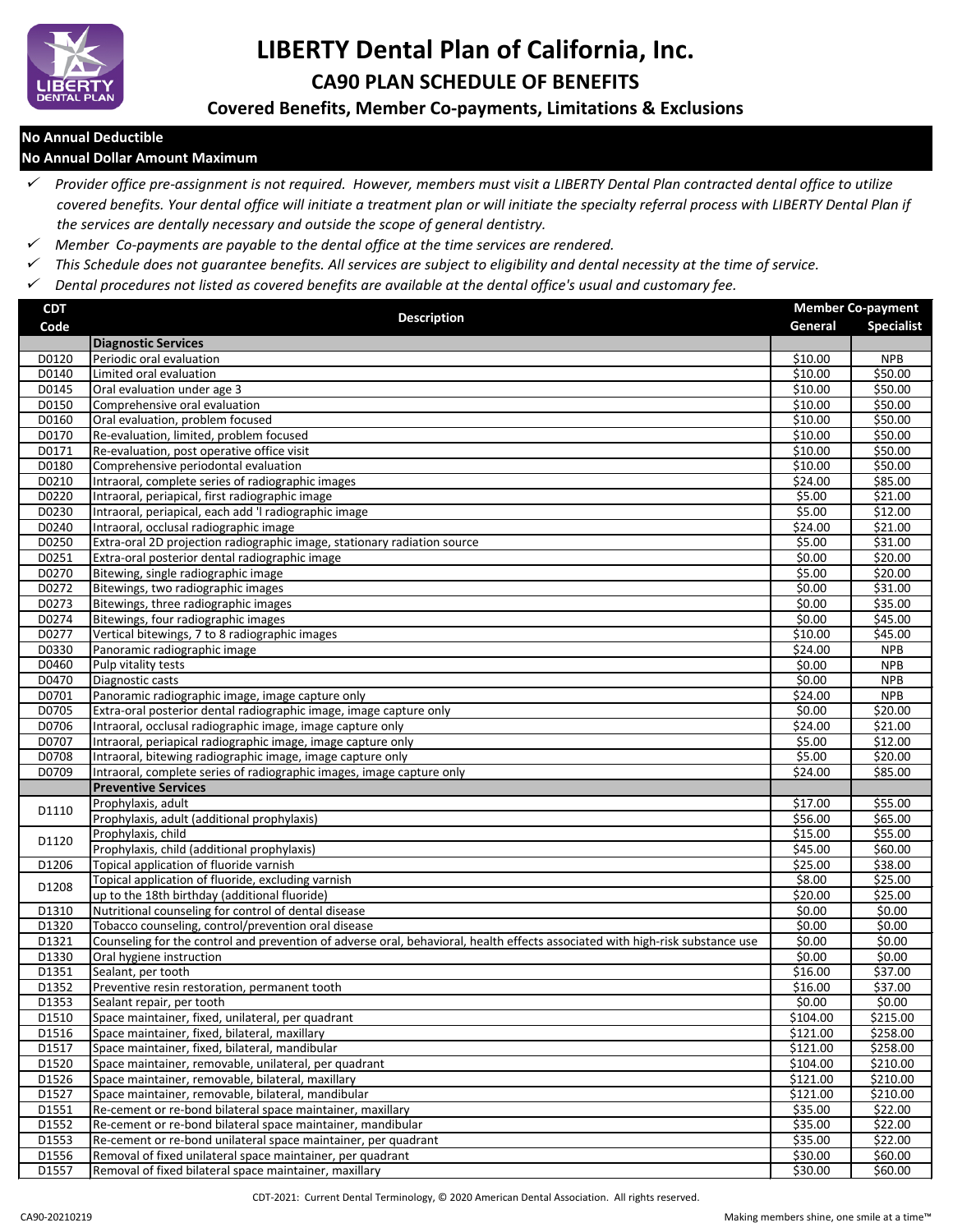# LIBERTY Dental Plan of California, Inc.

## CA90 PLAN SCHEDULE OF BENEFITS

### Covered Benefits, Member Co-payments, Limitations & Exclusions

**No Annual Deductible**

**No Annual Dollar Amount Maximum**

- *Provider office pre-assignment is not required. However, members must visit a LIBERTY Dental Plan contracted dental office to utilize covered benefits. Your dental office will initiate a treatment plan or will initiate the specialty referral process with LIBERTY Dental Plan if the services are dentally necessary and outside the scope of general dentistry.*
- *Member Co-payments are payable to the dental office at the time services are rendered.*
- *This Schedule does not guarantee benefits. All services are subject to eligibility and dental necessity at the time of service.*
- *Dental procedures not listed as covered benefits are available at the dental office's usual and customary fee.*

| CDT Code | Description | Member Co-payment General | Member Co-payment Specialist |
|---|---|---|---|
| | **Diagnostic Services** | | |
| D0120 | Periodic oral evaluation | $10.00 | NPB |
| D0140 | Limited oral evaluation | $10.00 | $50.00 |
| D0145 | Oral evaluation under age 3 | $10.00 | $50.00 |
| D0150 | Comprehensive oral evaluation | $10.00 | $50.00 |
| D0160 | Oral evaluation, problem focused | $10.00 | $50.00 |
| D0170 | Re-evaluation, limited, problem focused | $10.00 | $50.00 |
| D0171 | Re-evaluation, post operative office visit | $10.00 | $50.00 |
| D0180 | Comprehensive periodontal evaluation | $10.00 | $50.00 |
| D0210 | Intraoral, complete series of radiographic images | $24.00 | $85.00 |
| D0220 | Intraoral, periapical, first radiographic image | $5.00 | $21.00 |
| D0230 | Intraoral, periapical, each add 'l radiographic image | $5.00 | $12.00 |
| D0240 | Intraoral, occlusal radiographic image | $24.00 | $21.00 |
| D0250 | Extra-oral 2D projection radiographic image, stationary radiation source | $5.00 | $31.00 |
| D0251 | Extra-oral posterior dental radiographic image | $0.00 | $20.00 |
| D0270 | Bitewing, single radiographic image | $5.00 | $20.00 |
| D0272 | Bitewings, two radiographic images | $0.00 | $31.00 |
| D0273 | Bitewings, three radiographic images | $0.00 | $35.00 |
| D0274 | Bitewings, four radiographic images | $0.00 | $45.00 |
| D0277 | Vertical bitewings, 7 to 8 radiographic images | $10.00 | $45.00 |
| D0330 | Panoramic radiographic image | $24.00 | NPB |
| D0460 | Pulp vitality tests | $0.00 | NPB |
| D0470 | Diagnostic casts | $0.00 | NPB |
| D0701 | Panoramic radiographic image, image capture only | $24.00 | NPB |
| D0705 | Extra-oral posterior dental radiographic image, image capture only | $0.00 | $20.00 |
| D0706 | Intraoral, occlusal radiographic image, image capture only | $24.00 | $21.00 |
| D0707 | Intraoral, periapical radiographic image, image capture only | $5.00 | $12.00 |
| D0708 | Intraoral, bitewing radiographic image, image capture only | $5.00 | $20.00 |
| D0709 | Intraoral, complete series of radiographic images, image capture only | $24.00 | $85.00 |
| | **Preventive Services** | | |
| D1110 | Prophylaxis, adult | $17.00 | $55.00 |
| | Prophylaxis, adult (additional prophylaxis) | $56.00 | $65.00 |
| D1120 | Prophylaxis, child | $15.00 | $55.00 |
| | Prophylaxis, child (additional prophylaxis) | $45.00 | $60.00 |
| D1206 | Topical application of fluoride varnish | $25.00 | $38.00 |
| D1208 | Topical application of fluoride, excluding varnish | $8.00 | $25.00 |
| | up to the 18th birthday (additional fluoride) | $20.00 | $25.00 |
| D1310 | Nutritional counseling for control of dental disease | $0.00 | $0.00 |
| D1320 | Tobacco counseling, control/prevention oral disease | $0.00 | $0.00 |
| D1321 | Counseling for the control and prevention of adverse oral, behavioral, health effects associated with high-risk substance use | $0.00 | $0.00 |
| D1330 | Oral hygiene instruction | $0.00 | $0.00 |
| D1351 | Sealant, per tooth | $16.00 | $37.00 |
| D1352 | Preventive resin restoration, permanent tooth | $16.00 | $37.00 |
| D1353 | Sealant repair, per tooth | $0.00 | $0.00 |
| D1510 | Space maintainer, fixed, unilateral, per quadrant | $104.00 | $215.00 |
| D1516 | Space maintainer, fixed, bilateral, maxillary | $121.00 | $258.00 |
| D1517 | Space maintainer, fixed, bilateral, mandibular | $121.00 | $258.00 |
| D1520 | Space maintainer, removable, unilateral, per quadrant | $104.00 | $210.00 |
| D1526 | Space maintainer, removable, bilateral, maxillary | $121.00 | $210.00 |
| D1527 | Space maintainer, removable, bilateral, mandibular | $121.00 | $210.00 |
| D1551 | Re-cement or re-bond bilateral space maintainer, maxillary | $35.00 | $22.00 |
| D1552 | Re-cement or re-bond bilateral space maintainer, mandibular | $35.00 | $22.00 |
| D1553 | Re-cement or re-bond unilateral space maintainer, per quadrant | $35.00 | $22.00 |
| D1556 | Removal of fixed unilateral space maintainer, per quadrant | $30.00 | $60.00 |
| D1557 | Removal of fixed bilateral space maintainer, maxillary | $30.00 | $60.00 |

CDT-2021: Current Dental Terminology, © 2020 American Dental Association. All rights reserved.

CA90-20210219

Making members shine, one smile at a time™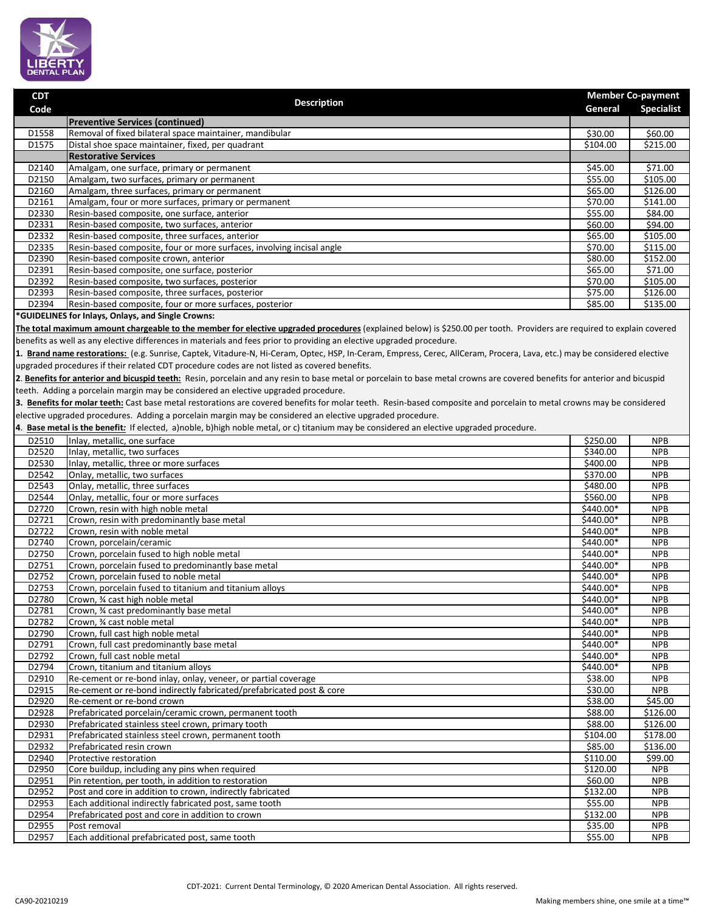| CDT Code | Description | Member Co-payment | |
|---|---|---|---|
| | | General | Specialist |
| | **Preventive Services (continued)** | | |
| D1558 | Removal of fixed bilateral space maintainer, mandibular | $30.00 | $60.00 |
| D1575 | Distal shoe space maintainer, fixed, per quadrant | $104.00 | $215.00 |
| | **Restorative Services** | | |
| D2140 | Amalgam, one surface, primary or permanent | $45.00 | $71.00 |
| D2150 | Amalgam, two surfaces, primary or permanent | $55.00 | $105.00 |
| D2160 | Amalgam, three surfaces, primary or permanent | $65.00 | $126.00 |
| D2161 | Amalgam, four or more surfaces, primary or permanent | $70.00 | $141.00 |
| D2330 | Resin-based composite, one surface, anterior | $55.00 | $84.00 |
| D2331 | Resin-based composite, two surfaces, anterior | $60.00 | $94.00 |
| D2332 | Resin-based composite, three surfaces, anterior | $65.00 | $105.00 |
| D2335 | Resin-based composite, four or more surfaces, involving incisal angle | $70.00 | $115.00 |
| D2390 | Resin-based composite crown, anterior | $80.00 | $152.00 |
| D2391 | Resin-based composite, one surface, posterior | $65.00 | $71.00 |
| D2392 | Resin-based composite, two surfaces, posterior | $70.00 | $105.00 |
| D2393 | Resin-based composite, three surfaces, posterior | $75.00 | $126.00 |
| D2394 | Resin-based composite, four or more surfaces, posterior | $85.00 | $135.00 |

**\*GUIDELINES for Inlays, Onlays, and Single Crowns:**

**The total maximum amount chargeable to the member for elective upgraded procedures** (explained below) is $250.00 per tooth. Providers are required to explain covered benefits as well as any elective differences in materials and fees prior to providing an elective upgraded procedure.

**1. Brand name restorations:** (e.g. Sunrise, Captek, Vitadure-N, Hi-Ceram, Optec, HSP, In-Ceram, Empress, Cerec, AllCeram, Procera, Lava, etc.) may be considered elective upgraded procedures if their related CDT procedure codes are not listed as covered benefits.

**2. Benefits for anterior and bicuspid teeth:** Resin, porcelain and any resin to base metal or porcelain to base metal crowns are covered benefits for anterior and bicuspid teeth. Adding a porcelain margin may be considered an elective upgraded procedure.

**3. Benefits for molar teeth:** Cast base metal restorations are covered benefits for molar teeth. Resin-based composite and porcelain to metal crowns may be considered elective upgraded procedures. Adding a porcelain margin may be considered an elective upgraded procedure.

**4. Base metal is the benefit:** If elected, a)noble, b)high noble metal, or c) titanium may be considered an elective upgraded procedure.

| CDT Code | Description | General | Specialist |
|---|---|---|---|
| D2510 | Inlay, metallic, one surface | $250.00 | NPB |
| D2520 | Inlay, metallic, two surfaces | $340.00 | NPB |
| D2530 | Inlay, metallic, three or more surfaces | $400.00 | NPB |
| D2542 | Onlay, metallic, two surfaces | $370.00 | NPB |
| D2543 | Onlay, metallic, three surfaces | $480.00 | NPB |
| D2544 | Onlay, metallic, four or more surfaces | $560.00 | NPB |
| D2720 | Crown, resin with high noble metal | $440.00* | NPB |
| D2721 | Crown, resin with predominantly base metal | $440.00* | NPB |
| D2722 | Crown, resin with noble metal | $440.00* | NPB |
| D2740 | Crown, porcelain/ceramic | $440.00* | NPB |
| D2750 | Crown, porcelain fused to high noble metal | $440.00* | NPB |
| D2751 | Crown, porcelain fused to predominantly base metal | $440.00* | NPB |
| D2752 | Crown, porcelain fused to noble metal | $440.00* | NPB |
| D2753 | Crown, porcelain fused to titanium and titanium alloys | $440.00* | NPB |
| D2780 | Crown, ¾ cast high noble metal | $440.00* | NPB |
| D2781 | Crown, ¾ cast predominantly base metal | $440.00* | NPB |
| D2782 | Crown, ¾ cast noble metal | $440.00* | NPB |
| D2790 | Crown, full cast high noble metal | $440.00* | NPB |
| D2791 | Crown, full cast predominantly base metal | $440.00* | NPB |
| D2792 | Crown, full cast noble metal | $440.00* | NPB |
| D2794 | Crown, titanium and titanium alloys | $440.00* | NPB |
| D2910 | Re-cement or re-bond inlay, onlay, veneer, or partial coverage | $38.00 | NPB |
| D2915 | Re-cement or re-bond indirectly fabricated/prefabricated post & core | $30.00 | NPB |
| D2920 | Re-cement or re-bond crown | $38.00 | $45.00 |
| D2928 | Prefabricated porcelain/ceramic crown, permanent tooth | $88.00 | $126.00 |
| D2930 | Prefabricated stainless steel crown, primary tooth | $88.00 | $126.00 |
| D2931 | Prefabricated stainless steel crown, permanent tooth | $104.00 | $178.00 |
| D2932 | Prefabricated resin crown | $85.00 | $136.00 |
| D2940 | Protective restoration | $110.00 | $99.00 |
| D2950 | Core buildup, including any pins when required | $120.00 | NPB |
| D2951 | Pin retention, per tooth, in addition to restoration | $60.00 | NPB |
| D2952 | Post and core in addition to crown, indirectly fabricated | $132.00 | NPB |
| D2953 | Each additional indirectly fabricated post, same tooth | $55.00 | NPB |
| D2954 | Prefabricated post and core in addition to crown | $132.00 | NPB |
| D2955 | Post removal | $35.00 | NPB |
| D2957 | Each additional prefabricated post, same tooth | $55.00 | NPB |

CDT-2021: Current Dental Terminology, © 2020 American Dental Association. All rights reserved.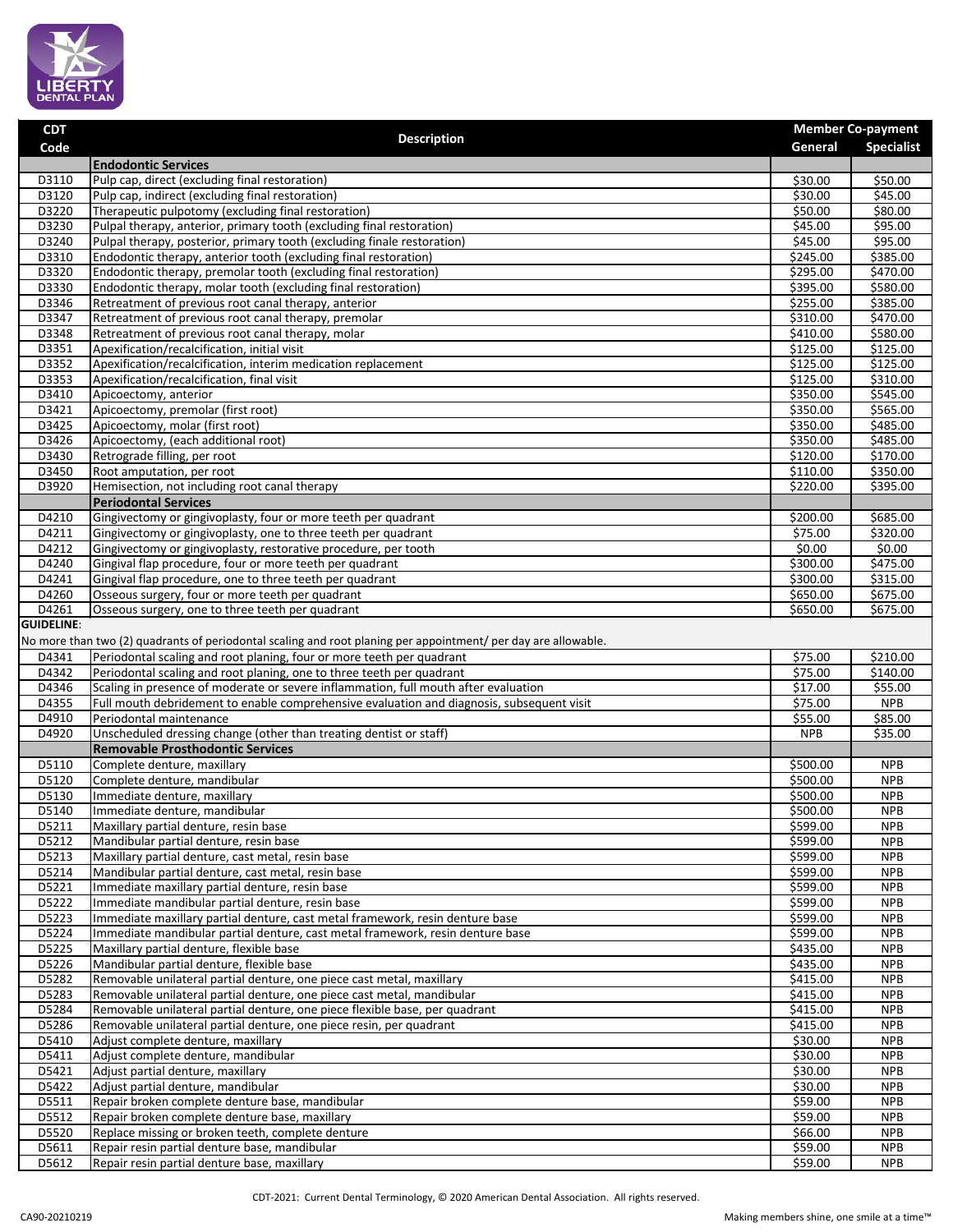| CDT Code | Description | Member Co-payment | |
|---|---|---|---|
| | | General | Specialist |
| | **Endodontic Services** | | |
| D3110 | Pulp cap, direct (excluding final restoration) | $30.00 | $50.00 |
| D3120 | Pulp cap, indirect (excluding final restoration) | $30.00 | $45.00 |
| D3220 | Therapeutic pulpotomy (excluding final restoration) | $50.00 | $80.00 |
| D3230 | Pulpal therapy, anterior, primary tooth (excluding final restoration) | $45.00 | $95.00 |
| D3240 | Pulpal therapy, posterior, primary tooth (excluding finale restoration) | $45.00 | $95.00 |
| D3310 | Endodontic therapy, anterior tooth (excluding final restoration) | $245.00 | $385.00 |
| D3320 | Endodontic therapy, premolar tooth (excluding final restoration) | $295.00 | $470.00 |
| D3330 | Endodontic therapy, molar tooth (excluding final restoration) | $395.00 | $580.00 |
| D3346 | Retreatment of previous root canal therapy, anterior | $255.00 | $385.00 |
| D3347 | Retreatment of previous root canal therapy, premolar | $310.00 | $470.00 |
| D3348 | Retreatment of previous root canal therapy, molar | $410.00 | $580.00 |
| D3351 | Apexification/recalcification, initial visit | $125.00 | $125.00 |
| D3352 | Apexification/recalcification, interim medication replacement | $125.00 | $125.00 |
| D3353 | Apexification/recalcification, final visit | $125.00 | $310.00 |
| D3410 | Apicoectomy, anterior | $350.00 | $545.00 |
| D3421 | Apicoectomy, premolar (first root) | $350.00 | $565.00 |
| D3425 | Apicoectomy, molar (first root) | $350.00 | $485.00 |
| D3426 | Apicoectomy, (each additional root) | $350.00 | $485.00 |
| D3430 | Retrograde filling, per root | $120.00 | $170.00 |
| D3450 | Root amputation, per root | $110.00 | $350.00 |
| D3920 | Hemisection, not including root canal therapy | $220.00 | $395.00 |
| | **Periodontal Services** | | |
| D4210 | Gingivectomy or gingivoplasty, four or more teeth per quadrant | $200.00 | $685.00 |
| D4211 | Gingivectomy or gingivoplasty, one to three teeth per quadrant | $75.00 | $320.00 |
| D4212 | Gingivectomy or gingivoplasty, restorative procedure, per tooth | $0.00 | $0.00 |
| D4240 | Gingival flap procedure, four or more teeth per quadrant | $300.00 | $475.00 |
| D4241 | Gingival flap procedure, one to three teeth per quadrant | $300.00 | $315.00 |
| D4260 | Osseous surgery, four or more teeth per quadrant | $650.00 | $675.00 |
| D4261 | Osseous surgery, one to three teeth per quadrant | $650.00 | $675.00 |
| **GUIDELINE**: | | | |
| No more than two (2) quadrants of periodontal scaling and root planing per appointment/ per day are allowable. | | | |
| D4341 | Periodontal scaling and root planing, four or more teeth per quadrant | $75.00 | $210.00 |
| D4342 | Periodontal scaling and root planing, one to three teeth per quadrant | $75.00 | $140.00 |
| D4346 | Scaling in presence of moderate or severe inflammation, full mouth after evaluation | $17.00 | $55.00 |
| D4355 | Full mouth debridement to enable comprehensive evaluation and diagnosis, subsequent visit | $75.00 | NPB |
| D4910 | Periodontal maintenance | $55.00 | $85.00 |
| D4920 | Unscheduled dressing change (other than treating dentist or staff) | NPB | $35.00 |
| | **Removable Prosthodontic Services** | | |
| D5110 | Complete denture, maxillary | $500.00 | NPB |
| D5120 | Complete denture, mandibular | $500.00 | NPB |
| D5130 | Immediate denture, maxillary | $500.00 | NPB |
| D5140 | Immediate denture, mandibular | $500.00 | NPB |
| D5211 | Maxillary partial denture, resin base | $599.00 | NPB |
| D5212 | Mandibular partial denture, resin base | $599.00 | NPB |
| D5213 | Maxillary partial denture, cast metal, resin base | $599.00 | NPB |
| D5214 | Mandibular partial denture, cast metal, resin base | $599.00 | NPB |
| D5221 | Immediate maxillary partial denture, resin base | $599.00 | NPB |
| D5222 | Immediate mandibular partial denture, resin base | $599.00 | NPB |
| D5223 | Immediate maxillary partial denture, cast metal framework, resin denture base | $599.00 | NPB |
| D5224 | Immediate mandibular partial denture, cast metal framework, resin denture base | $599.00 | NPB |
| D5225 | Maxillary partial denture, flexible base | $435.00 | NPB |
| D5226 | Mandibular partial denture, flexible base | $435.00 | NPB |
| D5282 | Removable unilateral partial denture, one piece cast metal, maxillary | $415.00 | NPB |
| D5283 | Removable unilateral partial denture, one piece cast metal, mandibular | $415.00 | NPB |
| D5284 | Removable unilateral partial denture, one piece flexible base, per quadrant | $415.00 | NPB |
| D5286 | Removable unilateral partial denture, one piece resin, per quadrant | $415.00 | NPB |
| D5410 | Adjust complete denture, maxillary | $30.00 | NPB |
| D5411 | Adjust complete denture, mandibular | $30.00 | NPB |
| D5421 | Adjust partial denture, maxillary | $30.00 | NPB |
| D5422 | Adjust partial denture, mandibular | $30.00 | NPB |
| D5511 | Repair broken complete denture base, mandibular | $59.00 | NPB |
| D5512 | Repair broken complete denture base, maxillary | $59.00 | NPB |
| D5520 | Replace missing or broken teeth, complete denture | $66.00 | NPB |
| D5611 | Repair resin partial denture base, mandibular | $59.00 | NPB |
| D5612 | Repair resin partial denture base, maxillary | $59.00 | NPB |

CDT-2021: Current Dental Terminology, © 2020 American Dental Association. All rights reserved.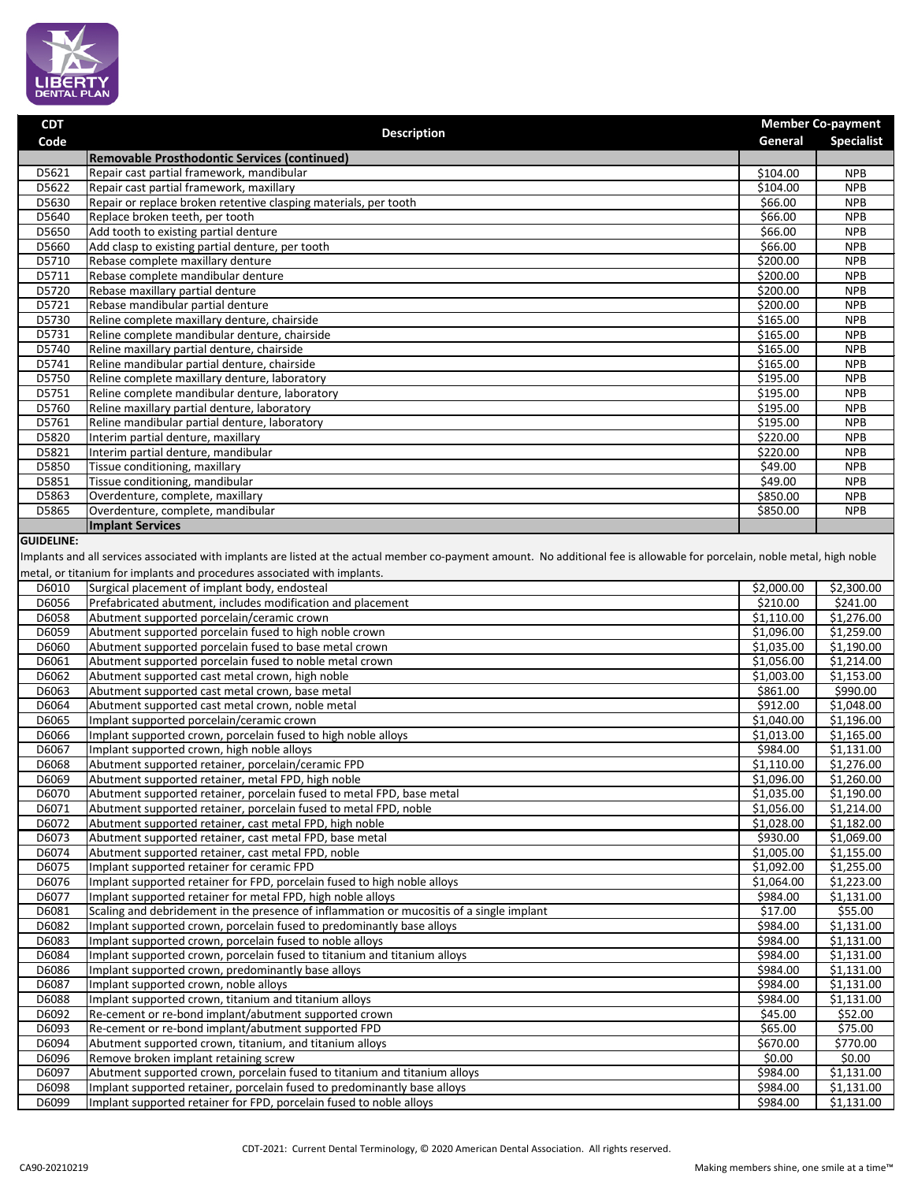| CDT Code | Description | Member Co-payment | |
|---|---|---|---|
| | | General | Specialist |
| | **Removable Prosthodontic Services (continued)** | | |
| D5621 | Repair cast partial framework, mandibular | $104.00 | NPB |
| D5622 | Repair cast partial framework, maxillary | $104.00 | NPB |
| D5630 | Repair or replace broken retentive clasping materials, per tooth | $66.00 | NPB |
| D5640 | Replace broken teeth, per tooth | $66.00 | NPB |
| D5650 | Add tooth to existing partial denture | $66.00 | NPB |
| D5660 | Add clasp to existing partial denture, per tooth | $66.00 | NPB |
| D5710 | Rebase complete maxillary denture | $200.00 | NPB |
| D5711 | Rebase complete mandibular denture | $200.00 | NPB |
| D5720 | Rebase maxillary partial denture | $200.00 | NPB |
| D5721 | Rebase mandibular partial denture | $200.00 | NPB |
| D5730 | Reline complete maxillary denture, chairside | $165.00 | NPB |
| D5731 | Reline complete mandibular denture, chairside | $165.00 | NPB |
| D5740 | Reline maxillary partial denture, chairside | $165.00 | NPB |
| D5741 | Reline mandibular partial denture, chairside | $165.00 | NPB |
| D5750 | Reline complete maxillary denture, laboratory | $195.00 | NPB |
| D5751 | Reline complete mandibular denture, laboratory | $195.00 | NPB |
| D5760 | Reline maxillary partial denture, laboratory | $195.00 | NPB |
| D5761 | Reline mandibular partial denture, laboratory | $195.00 | NPB |
| D5820 | Interim partial denture, maxillary | $220.00 | NPB |
| D5821 | Interim partial denture, mandibular | $220.00 | NPB |
| D5850 | Tissue conditioning, maxillary | $49.00 | NPB |
| D5851 | Tissue conditioning, mandibular | $49.00 | NPB |
| D5863 | Overdenture, complete, maxillary | $850.00 | NPB |
| D5865 | Overdenture, complete, mandibular | $850.00 | NPB |
| | **Implant Services** | | |

**GUIDELINE:**

Implants and all services associated with implants are listed at the actual member co-payment amount. No additional fee is allowable for porcelain, noble metal, high noble metal, or titanium for implants and procedures associated with implants.

| CDT Code | Description | General | Specialist |
|---|---|---|---|
| D6010 | Surgical placement of implant body, endosteal | $2,000.00 | $2,300.00 |
| D6056 | Prefabricated abutment, includes modification and placement | $210.00 | $241.00 |
| D6058 | Abutment supported porcelain/ceramic crown | $1,110.00 | $1,276.00 |
| D6059 | Abutment supported porcelain fused to high noble crown | $1,096.00 | $1,259.00 |
| D6060 | Abutment supported porcelain fused to base metal crown | $1,035.00 | $1,190.00 |
| D6061 | Abutment supported porcelain fused to noble metal crown | $1,056.00 | $1,214.00 |
| D6062 | Abutment supported cast metal crown, high noble | $1,003.00 | $1,153.00 |
| D6063 | Abutment supported cast metal crown, base metal | $861.00 | $990.00 |
| D6064 | Abutment supported cast metal crown, noble metal | $912.00 | $1,048.00 |
| D6065 | Implant supported porcelain/ceramic crown | $1,040.00 | $1,196.00 |
| D6066 | Implant supported crown, porcelain fused to high noble alloys | $1,013.00 | $1,165.00 |
| D6067 | Implant supported crown, high noble alloys | $984.00 | $1,131.00 |
| D6068 | Abutment supported retainer, porcelain/ceramic FPD | $1,110.00 | $1,276.00 |
| D6069 | Abutment supported retainer, metal FPD, high noble | $1,096.00 | $1,260.00 |
| D6070 | Abutment supported retainer, porcelain fused to metal FPD, base metal | $1,035.00 | $1,190.00 |
| D6071 | Abutment supported retainer, porcelain fused to metal FPD, noble | $1,056.00 | $1,214.00 |
| D6072 | Abutment supported retainer, cast metal FPD, high noble | $1,028.00 | $1,182.00 |
| D6073 | Abutment supported retainer, cast metal FPD, base metal | $930.00 | $1,069.00 |
| D6074 | Abutment supported retainer, cast metal FPD, noble | $1,005.00 | $1,155.00 |
| D6075 | Implant supported retainer for ceramic FPD | $1,092.00 | $1,255.00 |
| D6076 | Implant supported retainer for FPD, porcelain fused to high noble alloys | $1,064.00 | $1,223.00 |
| D6077 | Implant supported retainer for metal FPD, high noble alloys | $984.00 | $1,131.00 |
| D6081 | Scaling and debridement in the presence of inflammation or mucositis of a single implant | $17.00 | $55.00 |
| D6082 | Implant supported crown, porcelain fused to predominantly base alloys | $984.00 | $1,131.00 |
| D6083 | Implant supported crown, porcelain fused to noble alloys | $984.00 | $1,131.00 |
| D6084 | Implant supported crown, porcelain fused to titanium and titanium alloys | $984.00 | $1,131.00 |
| D6086 | Implant supported crown, predominantly base alloys | $984.00 | $1,131.00 |
| D6087 | Implant supported crown, noble alloys | $984.00 | $1,131.00 |
| D6088 | Implant supported crown, titanium and titanium alloys | $984.00 | $1,131.00 |
| D6092 | Re-cement or re-bond implant/abutment supported crown | $45.00 | $52.00 |
| D6093 | Re-cement or re-bond implant/abutment supported FPD | $65.00 | $75.00 |
| D6094 | Abutment supported crown, titanium, and titanium alloys | $670.00 | $770.00 |
| D6096 | Remove broken implant retaining screw | $0.00 | $0.00 |
| D6097 | Abutment supported crown, porcelain fused to titanium and titanium alloys | $984.00 | $1,131.00 |
| D6098 | Implant supported retainer, porcelain fused to predominantly base alloys | $984.00 | $1,131.00 |
| D6099 | Implant supported retainer for FPD, porcelain fused to noble alloys | $984.00 | $1,131.00 |

CDT-2021: Current Dental Terminology, © 2020 American Dental Association. All rights reserved.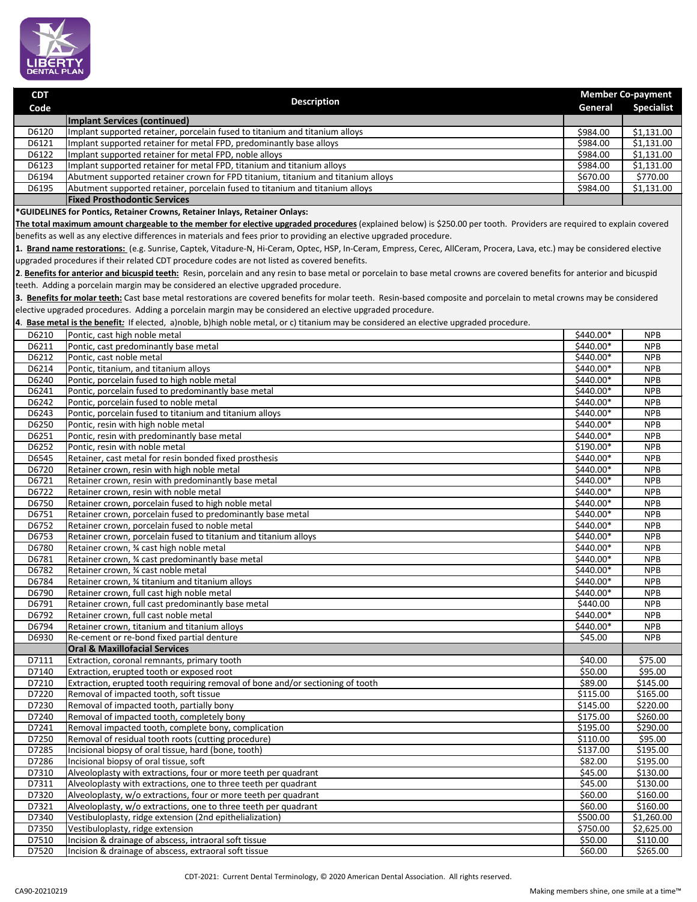| CDT Code | Description | Member Co-payment | |
|---|---|---|---|
| | | General | Specialist |
| | **Implant Services (continued)** | | |
| D6120 | Implant supported retainer, porcelain fused to titanium and titanium alloys | $984.00 | $1,131.00 |
| D6121 | Implant supported retainer for metal FPD, predominantly base alloys | $984.00 | $1,131.00 |
| D6122 | Implant supported retainer for metal FPD, noble alloys | $984.00 | $1,131.00 |
| D6123 | Implant supported retainer for metal FPD, titanium and titanium alloys | $984.00 | $1,131.00 |
| D6194 | Abutment supported retainer crown for FPD titanium, titanium and titanium alloys | $670.00 | $770.00 |
| D6195 | Abutment supported retainer, porcelain fused to titanium and titanium alloys | $984.00 | $1,131.00 |
| | **Fixed Prosthodontic Services** | | |

**\*GUIDELINES for Pontics, Retainer Crowns, Retainer Inlays, Retainer Onlays:**

**The total maximum amount chargeable to the member for elective upgraded procedures** (explained below) is $250.00 per tooth. Providers are required to explain covered benefits as well as any elective differences in materials and fees prior to providing an elective upgraded procedure.

1. **Brand name restorations:** (e.g. Sunrise, Captek, Vitadure-N, Hi-Ceram, Optec, HSP, In-Ceram, Empress, Cerec, AllCeram, Procera, Lava, etc.) may be considered elective upgraded procedures if their related CDT procedure codes are not listed as covered benefits.
2. **Benefits for anterior and bicuspid teeth:** Resin, porcelain and any resin to base metal or porcelain to base metal crowns are covered benefits for anterior and bicuspid teeth. Adding a porcelain margin may be considered an elective upgraded procedure.
3. **Benefits for molar teeth:** Cast base metal restorations are covered benefits for molar teeth. Resin-based composite and porcelain to metal crowns may be considered elective upgraded procedures. Adding a porcelain margin may be considered an elective upgraded procedure.
4. **Base metal is the benefit:** If elected, a)noble, b)high noble metal, or c) titanium may be considered an elective upgraded procedure.

| CDT Code | Description | General | Specialist |
|---|---|---|---|
| D6210 | Pontic, cast high noble metal | $440.00* | NPB |
| D6211 | Pontic, cast predominantly base metal | $440.00* | NPB |
| D6212 | Pontic, cast noble metal | $440.00* | NPB |
| D6214 | Pontic, titanium, and titanium alloys | $440.00* | NPB |
| D6240 | Pontic, porcelain fused to high noble metal | $440.00* | NPB |
| D6241 | Pontic, porcelain fused to predominantly base metal | $440.00* | NPB |
| D6242 | Pontic, porcelain fused to noble metal | $440.00* | NPB |
| D6243 | Pontic, porcelain fused to titanium and titanium alloys | $440.00* | NPB |
| D6250 | Pontic, resin with high noble metal | $440.00* | NPB |
| D6251 | Pontic, resin with predominantly base metal | $440.00* | NPB |
| D6252 | Pontic, resin with noble metal | $190.00* | NPB |
| D6545 | Retainer, cast metal for resin bonded fixed prosthesis | $440.00* | NPB |
| D6720 | Retainer crown, resin with high noble metal | $440.00* | NPB |
| D6721 | Retainer crown, resin with predominantly base metal | $440.00* | NPB |
| D6722 | Retainer crown, resin with noble metal | $440.00* | NPB |
| D6750 | Retainer crown, porcelain fused to high noble metal | $440.00* | NPB |
| D6751 | Retainer crown, porcelain fused to predominantly base metal | $440.00* | NPB |
| D6752 | Retainer crown, porcelain fused to noble metal | $440.00* | NPB |
| D6753 | Retainer crown, porcelain fused to titanium and titanium alloys | $440.00* | NPB |
| D6780 | Retainer crown, ¾ cast high noble metal | $440.00* | NPB |
| D6781 | Retainer crown, ¾ cast predominantly base metal | $440.00* | NPB |
| D6782 | Retainer crown, ¾ cast noble metal | $440.00* | NPB |
| D6784 | Retainer crown, ¾ titanium and titanium alloys | $440.00* | NPB |
| D6790 | Retainer crown, full cast high noble metal | $440.00* | NPB |
| D6791 | Retainer crown, full cast predominantly base metal | $440.00 | NPB |
| D6792 | Retainer crown, full cast noble metal | $440.00* | NPB |
| D6794 | Retainer crown, titanium and titanium alloys | $440.00* | NPB |
| D6930 | Re-cement or re-bond fixed partial denture | $45.00 | NPB |
| | **Oral & Maxillofacial Services** | | |
| D7111 | Extraction, coronal remnants, primary tooth | $40.00 | $75.00 |
| D7140 | Extraction, erupted tooth or exposed root | $50.00 | $95.00 |
| D7210 | Extraction, erupted tooth requiring removal of bone and/or sectioning of tooth | $89.00 | $145.00 |
| D7220 | Removal of impacted tooth, soft tissue | $115.00 | $165.00 |
| D7230 | Removal of impacted tooth, partially bony | $145.00 | $220.00 |
| D7240 | Removal of impacted tooth, completely bony | $175.00 | $260.00 |
| D7241 | Removal impacted tooth, complete bony, complication | $195.00 | $290.00 |
| D7250 | Removal of residual tooth roots (cutting procedure) | $110.00 | $95.00 |
| D7285 | Incisional biopsy of oral tissue, hard (bone, tooth) | $137.00 | $195.00 |
| D7286 | Incisional biopsy of oral tissue, soft | $82.00 | $195.00 |
| D7310 | Alveoloplasty with extractions, four or more teeth per quadrant | $45.00 | $130.00 |
| D7311 | Alveoloplasty with extractions, one to three teeth per quadrant | $45.00 | $130.00 |
| D7320 | Alveoloplasty, w/o extractions, four or more teeth per quadrant | $60.00 | $160.00 |
| D7321 | Alveoloplasty, w/o extractions, one to three teeth per quadrant | $60.00 | $160.00 |
| D7340 | Vestibuloplasty, ridge extension (2nd epithelialization) | $500.00 | $1,260.00 |
| D7350 | Vestibuloplasty, ridge extension | $750.00 | $2,625.00 |
| D7510 | Incision & drainage of abscess, intraoral soft tissue | $50.00 | $110.00 |
| D7520 | Incision & drainage of abscess, extraoral soft tissue | $60.00 | $265.00 |

CDT-2021: Current Dental Terminology, © 2020 American Dental Association. All rights reserved.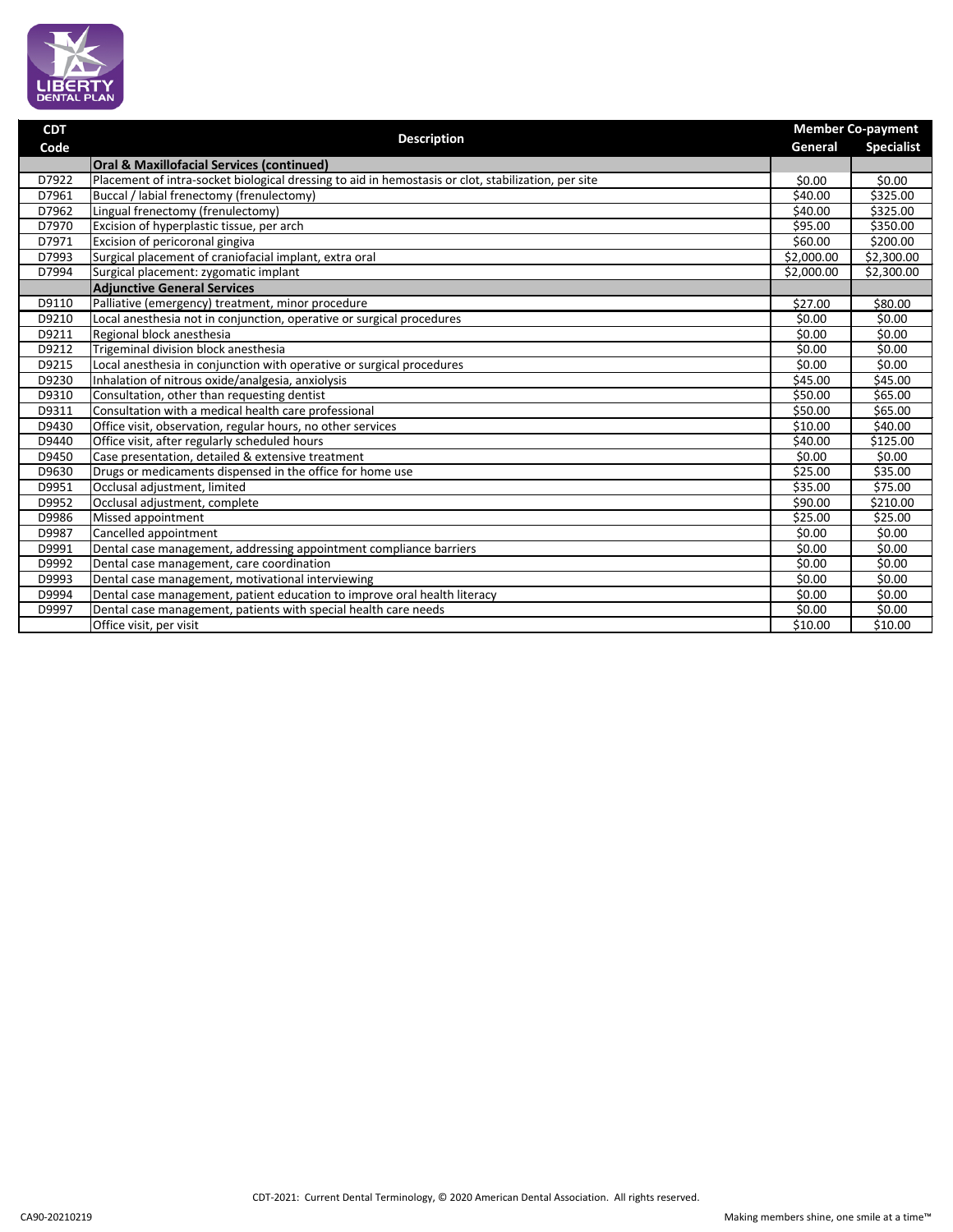| CDT Code | Description | Member Co-payment | |
|---|---|---|---|
| | | General | Specialist |
| | **Oral & Maxillofacial Services (continued)** | | |
| D7922 | Placement of intra-socket biological dressing to aid in hemostasis or clot, stabilization, per site | $0.00 | $0.00 |
| D7961 | Buccal / labial frenectomy (frenulectomy) | $40.00 | $325.00 |
| D7962 | Lingual frenectomy (frenulectomy) | $40.00 | $325.00 |
| D7970 | Excision of hyperplastic tissue, per arch | $95.00 | $350.00 |
| D7971 | Excision of pericoronal gingiva | $60.00 | $200.00 |
| D7993 | Surgical placement of craniofacial implant, extra oral | $2,000.00 | $2,300.00 |
| D7994 | Surgical placement: zygomatic implant | $2,000.00 | $2,300.00 |
| | **Adjunctive General Services** | | |
| D9110 | Palliative (emergency) treatment, minor procedure | $27.00 | $80.00 |
| D9210 | Local anesthesia not in conjunction, operative or surgical procedures | $0.00 | $0.00 |
| D9211 | Regional block anesthesia | $0.00 | $0.00 |
| D9212 | Trigeminal division block anesthesia | $0.00 | $0.00 |
| D9215 | Local anesthesia in conjunction with operative or surgical procedures | $0.00 | $0.00 |
| D9230 | Inhalation of nitrous oxide/analgesia, anxiolysis | $45.00 | $45.00 |
| D9310 | Consultation, other than requesting dentist | $50.00 | $65.00 |
| D9311 | Consultation with a medical health care professional | $50.00 | $65.00 |
| D9430 | Office visit, observation, regular hours, no other services | $10.00 | $40.00 |
| D9440 | Office visit, after regularly scheduled hours | $40.00 | $125.00 |
| D9450 | Case presentation, detailed & extensive treatment | $0.00 | $0.00 |
| D9630 | Drugs or medicaments dispensed in the office for home use | $25.00 | $35.00 |
| D9951 | Occlusal adjustment, limited | $35.00 | $75.00 |
| D9952 | Occlusal adjustment, complete | $90.00 | $210.00 |
| D9986 | Missed appointment | $25.00 | $25.00 |
| D9987 | Cancelled appointment | $0.00 | $0.00 |
| D9991 | Dental case management, addressing appointment compliance barriers | $0.00 | $0.00 |
| D9992 | Dental case management, care coordination | $0.00 | $0.00 |
| D9993 | Dental case management, motivational interviewing | $0.00 | $0.00 |
| D9994 | Dental case management, patient education to improve oral health literacy | $0.00 | $0.00 |
| D9997 | Dental case management, patients with special health care needs | $0.00 | $0.00 |
| | Office visit, per visit | $10.00 | $10.00 |

CDT-2021: Current Dental Terminology, © 2020 American Dental Association. All rights reserved.

CA90-20210219

Making members shine, one smile at a time™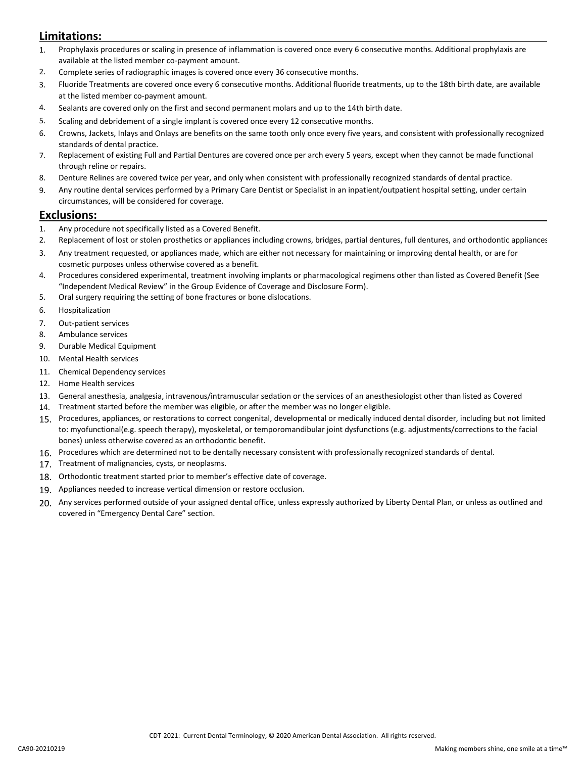## Limitations:

1. Prophylaxis procedures or scaling in presence of inflammation is covered once every 6 consecutive months. Additional prophylaxis are available at the listed member co-payment amount.
2. Complete series of radiographic images is covered once every 36 consecutive months.
3. Fluoride Treatments are covered once every 6 consecutive months. Additional fluoride treatments, up to the 18th birth date, are available at the listed member co-payment amount.
4. Sealants are covered only on the first and second permanent molars and up to the 14th birth date.
5. Scaling and debridement of a single implant is covered once every 12 consecutive months.
6. Crowns, Jackets, Inlays and Onlays are benefits on the same tooth only once every five years, and consistent with professionally recognized standards of dental practice.
7. Replacement of existing Full and Partial Dentures are covered once per arch every 5 years, except when they cannot be made functional through reline or repairs.
8. Denture Relines are covered twice per year, and only when consistent with professionally recognized standards of dental practice.
9. Any routine dental services performed by a Primary Care Dentist or Specialist in an inpatient/outpatient hospital setting, under certain circumstances, will be considered for coverage.

## Exclusions:

1. Any procedure not specifically listed as a Covered Benefit.
2. Replacement of lost or stolen prosthetics or appliances including crowns, bridges, partial dentures, full dentures, and orthodontic appliances
3. Any treatment requested, or appliances made, which are either not necessary for maintaining or improving dental health, or are for cosmetic purposes unless otherwise covered as a benefit.
4. Procedures considered experimental, treatment involving implants or pharmacological regimens other than listed as Covered Benefit (See "Independent Medical Review" in the Group Evidence of Coverage and Disclosure Form).
5. Oral surgery requiring the setting of bone fractures or bone dislocations.
6. Hospitalization
7. Out-patient services
8. Ambulance services
9. Durable Medical Equipment
10. Mental Health services
11. Chemical Dependency services
12. Home Health services
13. General anesthesia, analgesia, intravenous/intramuscular sedation or the services of an anesthesiologist other than listed as Covered
14. Treatment started before the member was eligible, or after the member was no longer eligible.
15. Procedures, appliances, or restorations to correct congenital, developmental or medically induced dental disorder, including but not limited to: myofunctional(e.g. speech therapy), myoskeletal, or temporomandibular joint dysfunctions (e.g. adjustments/corrections to the facial bones) unless otherwise covered as an orthodontic benefit.
16. Procedures which are determined not to be dentally necessary consistent with professionally recognized standards of dental.
17. Treatment of malignancies, cysts, or neoplasms.
18. Orthodontic treatment started prior to member's effective date of coverage.
19. Appliances needed to increase vertical dimension or restore occlusion.
20. Any services performed outside of your assigned dental office, unless expressly authorized by Liberty Dental Plan, or unless as outlined and covered in "Emergency Dental Care" section.

CDT-2021: Current Dental Terminology, © 2020 American Dental Association. All rights reserved.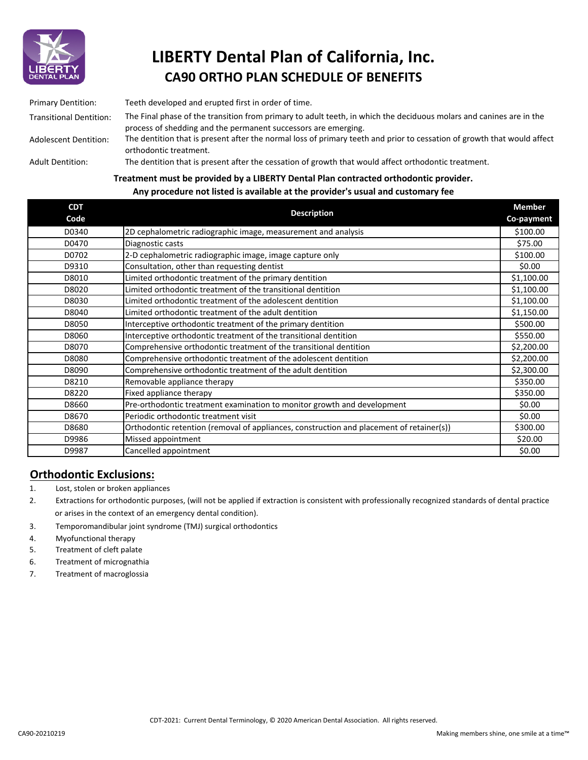# LIBERTY Dental Plan of California, Inc.

## CA90 ORTHO PLAN SCHEDULE OF BENEFITS

Primary Dentition: Teeth developed and erupted first in order of time.

Transitional Dentition: The Final phase of the transition from primary to adult teeth, in which the deciduous molars and canines are in the process of shedding and the permanent successors are emerging.

Adolescent Dentition: The dentition that is present after the normal loss of primary teeth and prior to cessation of growth that would affect orthodontic treatment.

Adult Dentition: The dentition that is present after the cessation of growth that would affect orthodontic treatment.

**Treatment must be provided by a LIBERTY Dental Plan contracted orthodontic provider.**

**Any procedure not listed is available at the provider's usual and customary fee**

| CDT Code | Description | Member Co-payment |
|---|---|---|
| D0340 | 2D cephalometric radiographic image, measurement and analysis | $100.00 |
| D0470 | Diagnostic casts | $75.00 |
| D0702 | 2-D cephalometric radiographic image, image capture only | $100.00 |
| D9310 | Consultation, other than requesting dentist | $0.00 |
| D8010 | Limited orthodontic treatment of the primary dentition | $1,100.00 |
| D8020 | Limited orthodontic treatment of the transitional dentition | $1,100.00 |
| D8030 | Limited orthodontic treatment of the adolescent dentition | $1,100.00 |
| D8040 | Limited orthodontic treatment of the adult dentition | $1,150.00 |
| D8050 | Interceptive orthodontic treatment of the primary dentition | $500.00 |
| D8060 | Interceptive orthodontic treatment of the transitional dentition | $550.00 |
| D8070 | Comprehensive orthodontic treatment of the transitional dentition | $2,200.00 |
| D8080 | Comprehensive orthodontic treatment of the adolescent dentition | $2,200.00 |
| D8090 | Comprehensive orthodontic treatment of the adult dentition | $2,300.00 |
| D8210 | Removable appliance therapy | $350.00 |
| D8220 | Fixed appliance therapy | $350.00 |
| D8660 | Pre-orthodontic treatment examination to monitor growth and development | $0.00 |
| D8670 | Periodic orthodontic treatment visit | $0.00 |
| D8680 | Orthodontic retention (removal of appliances, construction and placement of retainer(s)) | $300.00 |
| D9986 | Missed appointment | $20.00 |
| D9987 | Cancelled appointment | $0.00 |

## Orthodontic Exclusions:

1. Lost, stolen or broken appliances
2. Extractions for orthodontic purposes, (will not be applied if extraction is consistent with professionally recognized standards of dental practice or arises in the context of an emergency dental condition).
3. Temporomandibular joint syndrome (TMJ) surgical orthodontics
4. Myofunctional therapy
5. Treatment of cleft palate
6. Treatment of micrognathia
7. Treatment of macroglossia

CDT-2021: Current Dental Terminology, © 2020 American Dental Association. All rights reserved.

CA90-20210219

Making members shine, one smile at a time™